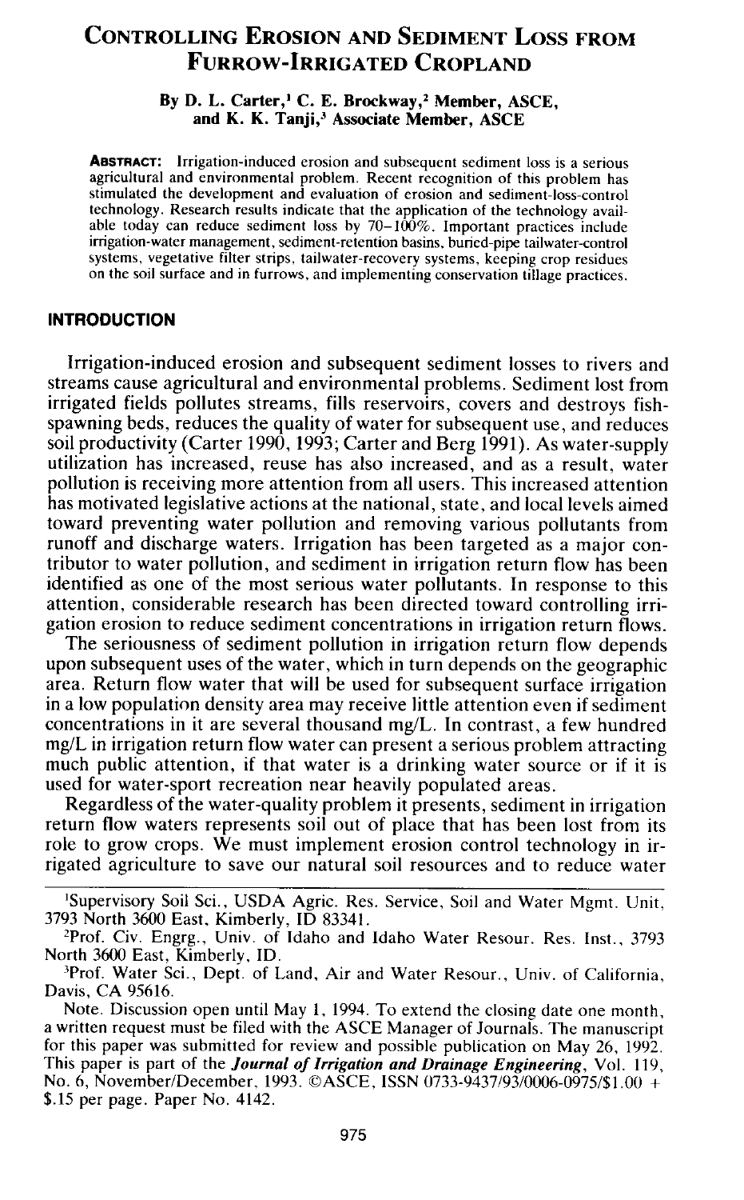# Controlling Erosion and Sediment Loss from Furrow-Irrigated Cropland

**By D. L. Carter,[1] C. E. Brockway,[2] Member, ASCE, and K. K. Tanji,[3] Associate Member, ASCE**

**Abstract:** Irrigation-induced erosion and subsequent sediment loss is a serious agricultural and environmental problem. Recent recognition of this problem has stimulated the development and evaluation of erosion and sediment-loss-control technology. Research results indicate that the application of the technology available today can reduce sediment loss by 70–100%. Important practices include irrigation-water management, sediment-retention basins, buried-pipe tailwater-control systems, vegetative filter strips, tailwater-recovery systems, keeping crop residues on the soil surface and in furrows, and implementing conservation tillage practices.

## Introduction

Irrigation-induced erosion and subsequent sediment losses to rivers and streams cause agricultural and environmental problems. Sediment lost from irrigated fields pollutes streams, fills reservoirs, covers and destroys fish-spawning beds, reduces the quality of water for subsequent use, and reduces soil productivity (Carter 1990, 1993; Carter and Berg 1991). As water-supply utilization has increased, reuse has also increased, and as a result, water pollution is receiving more attention from all users. This increased attention has motivated legislative actions at the national, state, and local levels aimed toward preventing water pollution and removing various pollutants from runoff and discharge waters. Irrigation has been targeted as a major contributor to water pollution, and sediment in irrigation return flow has been identified as one of the most serious water pollutants. In response to this attention, considerable research has been directed toward controlling irrigation erosion to reduce sediment concentrations in irrigation return flows.

The seriousness of sediment pollution in irrigation return flow depends upon subsequent uses of the water, which in turn depends on the geographic area. Return flow water that will be used for subsequent surface irrigation in a low population density area may receive little attention even if sediment concentrations in it are several thousand mg/L. In contrast, a few hundred mg/L in irrigation return flow water can present a serious problem attracting much public attention, if that water is a drinking water source or if it is used for water-sport recreation near heavily populated areas.

Regardless of the water-quality problem it presents, sediment in irrigation return flow waters represents soil out of place that has been lost from its role to grow crops. We must implement erosion control technology in irrigated agriculture to save our natural soil resources and to reduce water

---

[1] Supervisory Soil Sci., USDA Agric. Res. Service, Soil and Water Mgmt. Unit, 3793 North 3600 East, Kimberly, ID 83341.

[2] Prof. Civ. Engrg., Univ. of Idaho and Idaho Water Resour. Res. Inst., 3793 North 3600 East, Kimberly, ID.

[3] Prof. Water Sci., Dept. of Land, Air and Water Resour., Univ. of California, Davis, CA 95616.

Note. Discussion open until May 1, 1994. To extend the closing date one month, a written request must be filed with the ASCE Manager of Journals. The manuscript for this paper was submitted for review and possible publication on May 26, 1992. This paper is part of the *Journal of Irrigation and Drainage Engineering*, Vol. 119, No. 6, November/December, 1993. ©ASCE, ISSN 0733-9437/93/0006-0975/$1.00 + $.15 per page. Paper No. 4142.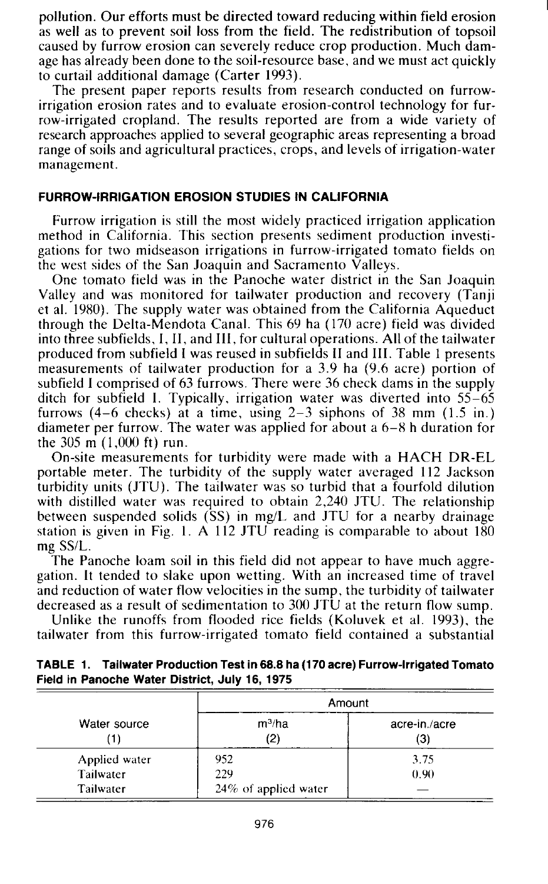pollution. Our efforts must be directed toward reducing within field erosion as well as to prevent soil loss from the field. The redistribution of topsoil caused by furrow erosion can severely reduce crop production. Much damage has already been done to the soil-resource base, and we must act quickly to curtail additional damage (Carter 1993).

The present paper reports results from research conducted on furrow-irrigation erosion rates and to evaluate erosion-control technology for furrow-irrigated cropland. The results reported are from a wide variety of research approaches applied to several geographic areas representing a broad range of soils and agricultural practices, crops, and levels of irrigation-water management.

## FURROW-IRRIGATION EROSION STUDIES IN CALIFORNIA

Furrow irrigation is still the most widely practiced irrigation application method in California. This section presents sediment production investigations for two midseason irrigations in furrow-irrigated tomato fields on the west sides of the San Joaquin and Sacramento Valleys.

One tomato field was in the Panoche water district in the San Joaquin Valley and was monitored for tailwater production and recovery (Tanji et al. 1980). The supply water was obtained from the California Aqueduct through the Delta-Mendota Canal. This 69 ha (170 acre) field was divided into three subfields, I, II, and III, for cultural operations. All of the tailwater produced from subfield I was reused in subfields II and III. Table 1 presents measurements of tailwater production for a 3.9 ha (9.6 acre) portion of subfield I comprised of 63 furrows. There were 36 check dams in the supply ditch for subfield I. Typically, irrigation water was diverted into 55–65 furrows (4–6 checks) at a time, using 2–3 siphons of 38 mm (1.5 in.) diameter per furrow. The water was applied for about a 6–8 h duration for the 305 m (1,000 ft) run.

On-site measurements for turbidity were made with a HACH DR-EL portable meter. The turbidity of the supply water averaged 112 Jackson turbidity units (JTU). The tailwater was so turbid that a fourfold dilution with distilled water was required to obtain 2,240 JTU. The relationship between suspended solids (SS) in mg/L and JTU for a nearby drainage station is given in Fig. 1. A 112 JTU reading is comparable to about 180 mg SS/L.

The Panoche loam soil in this field did not appear to have much aggregation. It tended to slake upon wetting. With an increased time of travel and reduction of water flow velocities in the sump, the turbidity of tailwater decreased as a result of sedimentation to 300 JTU at the return flow sump.

Unlike the runoffs from flooded rice fields (Koluvek et al. 1993), the tailwater from this furrow-irrigated tomato field contained a substantial

**TABLE 1. Tailwater Production Test in 68.8 ha (170 acre) Furrow-Irrigated Tomato Field in Panoche Water District, July 16, 1975**

| Water source | Amount | |
|---|---|---|
| | $m^3$/ha | acre-in./acre |
| (1) | (2) | (3) |
| Applied water | 952 | 3.75 |
| Tailwater | 229 | 0.90 |
| Tailwater | 24% of applied water | — |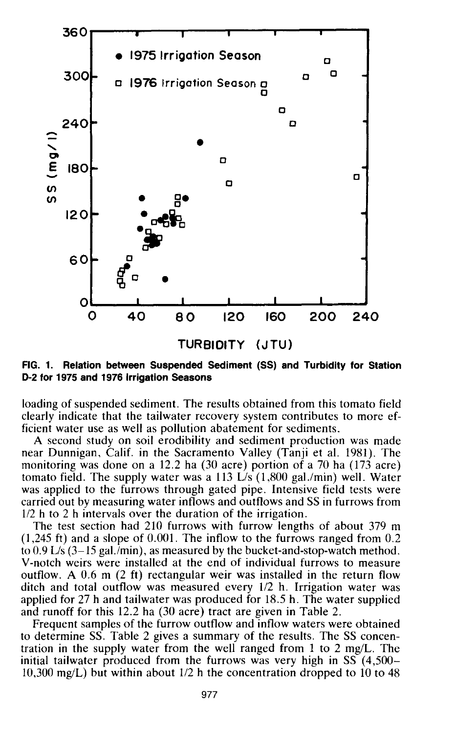FIG. 1. Relation between Suspended Sediment (SS) and Turbidity for Station D-2 for 1975 and 1976 Irrigation Seasons

loading of suspended sediment. The results obtained from this tomato field clearly indicate that the tailwater recovery system contributes to more efficient water use as well as pollution abatement for sediments.

A second study on soil erodibility and sediment production was made near Dunnigan, Calif. in the Sacramento Valley (Tanji et al. 1981). The monitoring was done on a 12.2 ha (30 acre) portion of a 70 ha (173 acre) tomato field. The supply water was a 113 L/s (1,800 gal./min) well. Water was applied to the furrows through gated pipe. Intensive field tests were carried out by measuring water inflows and outflows and SS in furrows from 1/2 h to 2 h intervals over the duration of the irrigation.

The test section had 210 furrows with furrow lengths of about 379 m (1,245 ft) and a slope of 0.001. The inflow to the furrows ranged from 0.2 to 0.9 L/s (3–15 gal./min), as measured by the bucket-and-stop-watch method. V-notch weirs were installed at the end of individual furrows to measure outflow. A 0.6 m (2 ft) rectangular weir was installed in the return flow ditch and total outflow was measured every 1/2 h. Irrigation water was applied for 27 h and tailwater was produced for 18.5 h. The water supplied and runoff for this 12.2 ha (30 acre) tract are given in Table 2.

Frequent samples of the furrow outflow and inflow waters were obtained to determine SS. Table 2 gives a summary of the results. The SS concentration in the supply water from the well ranged from 1 to 2 mg/L. The initial tailwater produced from the furrows was very high in SS (4,500–10,300 mg/L) but within about 1/2 h the concentration dropped to 10 to 48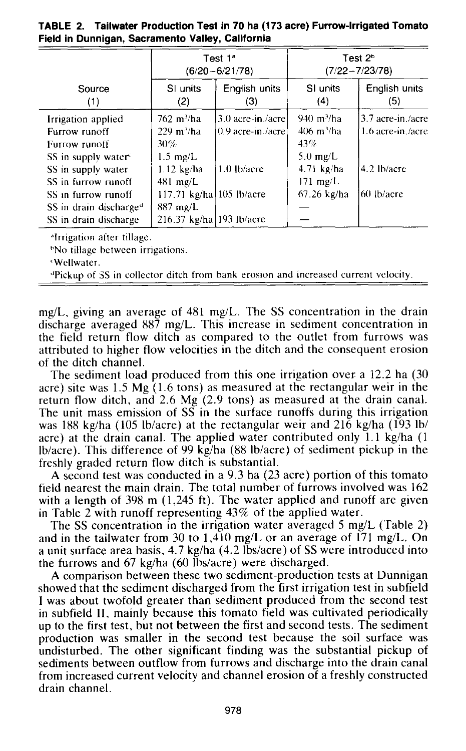**TABLE 2. Tailwater Production Test in 70 ha (173 acre) Furrow-Irrigated Tomato Field in Dunnigan, Sacramento Valley, California**

| Source (1) | Test 1[a] (6/20–6/21/78) SI units (2) | Test 1[a] (6/20–6/21/78) English units (3) | Test 2[b] (7/22–7/23/78) SI units (4) | Test 2[b] (7/22–7/23/78) English units (5) |
|---|---|---|---|---|
| Irrigation applied | 762 $m^3$/ha | 3.0 acre-in./acre | 940 $m^3$/ha | 3.7 acre-in./acre |
| Furrow runoff | 229 $m^3$/ha | 0.9 acre-in./acre | 406 $m^3$/ha | 1.6 acre-in./acre |
| Furrow runoff | 30% | | 43% | |
| SS in supply water[c] | 1.5 mg/L | | 5.0 mg/L | |
| SS in supply water | 1.12 kg/ha | 1.0 lb/acre | 4.71 kg/ha | 4.2 lb/acre |
| SS in furrow runoff | 481 mg/L | | 171 mg/L | |
| SS in furrow runoff | 117.71 kg/ha | 105 lb/acre | 67.26 kg/ha | 60 lb/acre |
| SS in drain discharge[d] | 887 mg/L | | — | |
| SS in drain discharge | 216.37 kg/ha | 193 lb/acre | — | |

[a]Irrigation after tillage.
[b]No tillage between irrigations.
[c]Wellwater.
[d]Pickup of SS in collector ditch from bank erosion and increased current velocity.

mg/L, giving an average of 481 mg/L. The SS concentration in the drain discharge averaged 887 mg/L. This increase in sediment concentration in the field return flow ditch as compared to the outlet from furrows was attributed to higher flow velocities in the ditch and the consequent erosion of the ditch channel.

The sediment load produced from this one irrigation over a 12.2 ha (30 acre) site was 1.5 Mg (1.6 tons) as measured at the rectangular weir in the return flow ditch, and 2.6 Mg (2.9 tons) as measured at the drain canal. The unit mass emission of SS in the surface runoffs during this irrigation was 188 kg/ha (105 lb/acre) at the rectangular weir and 216 kg/ha (193 lb/acre) at the drain canal. The applied water contributed only 1.1 kg/ha (1 lb/acre). This difference of 99 kg/ha (88 lb/acre) of sediment pickup in the freshly graded return flow ditch is substantial.

A second test was conducted in a 9.3 ha (23 acre) portion of this tomato field nearest the main drain. The total number of furrows involved was 162 with a length of 398 m (1,245 ft). The water applied and runoff are given in Table 2 with runoff representing 43% of the applied water.

The SS concentration in the irrigation water averaged 5 mg/L (Table 2) and in the tailwater from 30 to 1,410 mg/L or an average of 171 mg/L. On a unit surface area basis, 4.7 kg/ha (4.2 lbs/acre) of SS were introduced into the furrows and 67 kg/ha (60 lbs/acre) were discharged.

A comparison between these two sediment-production tests at Dunnigan showed that the sediment discharged from the first irrigation test in subfield I was about twofold greater than sediment produced from the second test in subfield II, mainly because this tomato field was cultivated periodically up to the first test, but not between the first and second tests. The sediment production was smaller in the second test because the soil surface was undisturbed. The other significant finding was the substantial pickup of sediments between outflow from furrows and discharge into the drain canal from increased current velocity and channel erosion of a freshly constructed drain channel.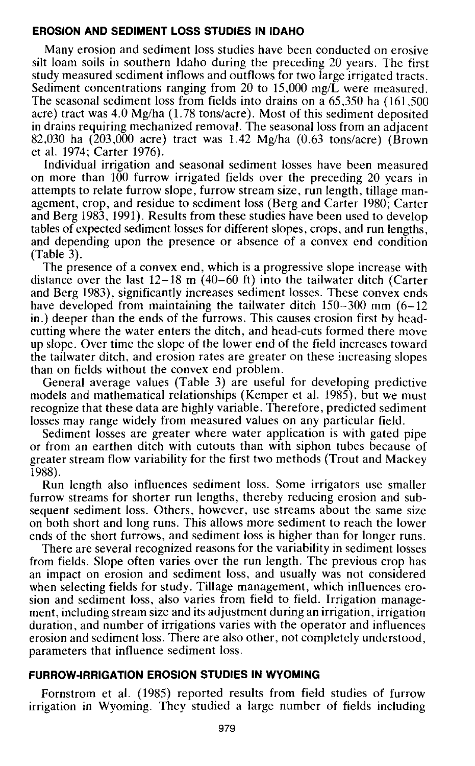## EROSION AND SEDIMENT LOSS STUDIES IN IDAHO

Many erosion and sediment loss studies have been conducted on erosive silt loam soils in southern Idaho during the preceding 20 years. The first study measured sediment inflows and outflows for two large irrigated tracts. Sediment concentrations ranging from 20 to 15,000 mg/L were measured. The seasonal sediment loss from fields into drains on a 65,350 ha (161,500 acre) tract was 4.0 Mg/ha (1.78 tons/acre). Most of this sediment deposited in drains requiring mechanized removal. The seasonal loss from an adjacent 82,030 ha (203,000 acre) tract was 1.42 Mg/ha (0.63 tons/acre) (Brown et al. 1974; Carter 1976).

Individual irrigation and seasonal sediment losses have been measured on more than 100 furrow irrigated fields over the preceding 20 years in attempts to relate furrow slope, furrow stream size, run length, tillage management, crop, and residue to sediment loss (Berg and Carter 1980; Carter and Berg 1983, 1991). Results from these studies have been used to develop tables of expected sediment losses for different slopes, crops, and run lengths, and depending upon the presence or absence of a convex end condition (Table 3).

The presence of a convex end, which is a progressive slope increase with distance over the last 12–18 m (40–60 ft) into the tailwater ditch (Carter and Berg 1983), significantly increases sediment losses. These convex ends have developed from maintaining the tailwater ditch 150–300 mm (6–12 in.) deeper than the ends of the furrows. This causes erosion first by head-cutting where the water enters the ditch, and head-cuts formed there move up slope. Over time the slope of the lower end of the field increases toward the tailwater ditch, and erosion rates are greater on these increasing slopes than on fields without the convex end problem.

General average values (Table 3) are useful for developing predictive models and mathematical relationships (Kemper et al. 1985), but we must recognize that these data are highly variable. Therefore, predicted sediment losses may range widely from measured values on any particular field.

Sediment losses are greater where water application is with gated pipe or from an earthen ditch with cutouts than with siphon tubes because of greater stream flow variability for the first two methods (Trout and Mackey 1988).

Run length also influences sediment loss. Some irrigators use smaller furrow streams for shorter run lengths, thereby reducing erosion and subsequent sediment loss. Others, however, use streams about the same size on both short and long runs. This allows more sediment to reach the lower ends of the short furrows, and sediment loss is higher than for longer runs.

There are several recognized reasons for the variability in sediment losses from fields. Slope often varies over the run length. The previous crop has an impact on erosion and sediment loss, and usually was not considered when selecting fields for study. Tillage management, which influences erosion and sediment loss, also varies from field to field. Irrigation management, including stream size and its adjustment during an irrigation, irrigation duration, and number of irrigations varies with the operator and influences erosion and sediment loss. There are also other, not completely understood, parameters that influence sediment loss.

## FURROW-IRRIGATION EROSION STUDIES IN WYOMING

Fornstrom et al. (1985) reported results from field studies of furrow irrigation in Wyoming. They studied a large number of fields including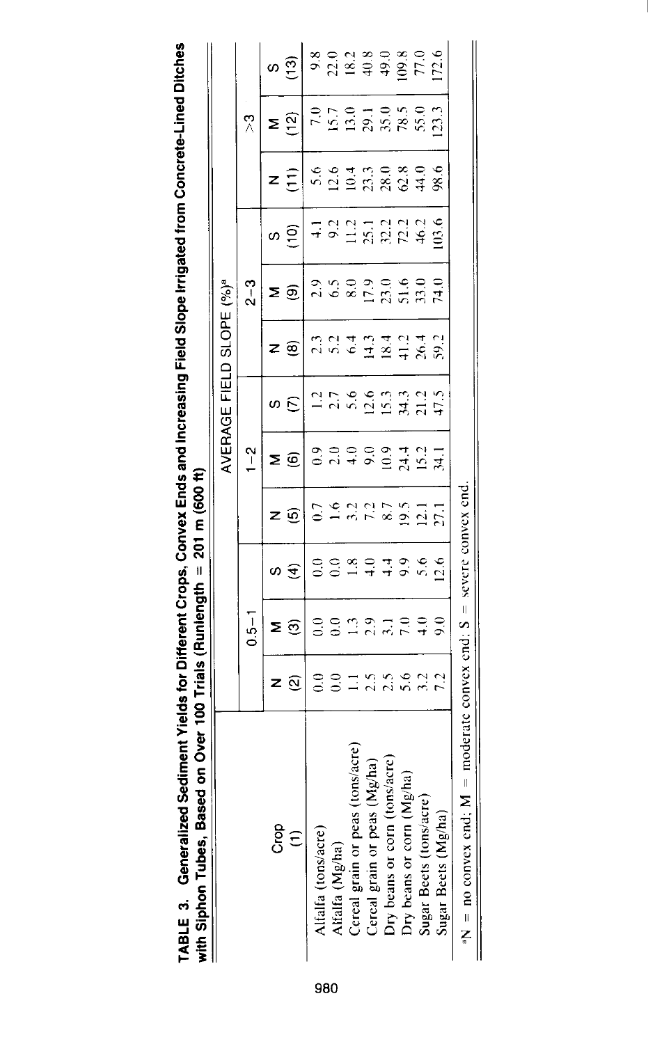**TABLE 3. Generalized Sediment Yields for Different Crops, Convex Ends and Increasing Field Slope Irrigated from Concrete-Lined Ditches with Siphon Tubes, Based on Over 100 Trials (Runlength = 201 m (600 ft)**

| Crop (1) | AVERAGE FIELD SLOPE (%)[a] | | | | | | | | | | | |
|---|---|---|---|---|---|---|---|---|---|---|---|---|
| | 0.5–1 | | | 1–2 | | | 2–3 | | | >3 | | |
| | N (2) | M (3) | S (4) | N (5) | M (6) | S (7) | N (8) | M (9) | S (10) | N (11) | M (12) | S (13) |
| Alfalfa (tons/acre) | 0.0 | 0.0 | 0.0 | 0.7 | 0.9 | 1.2 | 2.3 | 2.9 | 4.1 | 5.6 | 7.0 | 9.8 |
| Alfalfa (Mg/ha) | 0.0 | 0.0 | 0.0 | 1.6 | 2.0 | 2.7 | 5.2 | 6.5 | 9.2 | 12.6 | 15.7 | 22.0 |
| Cereal grain or peas (tons/acre) | 1.1 | 1.3 | 1.8 | 3.2 | 4.0 | 5.6 | 6.4 | 8.0 | 11.2 | 10.4 | 13.0 | 18.2 |
| Cereal grain or peas (Mg/ha) | 2.5 | 2.9 | 4.0 | 7.2 | 9.0 | 12.6 | 14.3 | 17.9 | 25.1 | 23.3 | 29.1 | 40.8 |
| Dry beans or corn (tons/acre) | 2.5 | 3.1 | 4.4 | 8.7 | 10.9 | 15.3 | 18.4 | 23.0 | 32.2 | 28.0 | 35.0 | 49.0 |
| Dry beans or corn (Mg/ha) | 5.6 | 7.0 | 9.9 | 19.5 | 24.4 | 34.3 | 41.2 | 51.6 | 72.2 | 62.8 | 78.5 | 109.8 |
| Sugar Beets (tons/acre) | 3.2 | 4.0 | 5.6 | 12.1 | 15.2 | 21.2 | 26.4 | 33.0 | 46.2 | 44.0 | 55.0 | 77.0 |
| Sugar Beets (Mg/ha) | 7.2 | 9.0 | 12.6 | 27.1 | 34.1 | 47.5 | 59.2 | 74.0 | 103.6 | 98.6 | 123.3 | 172.6 |

[a]N = no convex end; M = moderate convex end; S = severe convex end.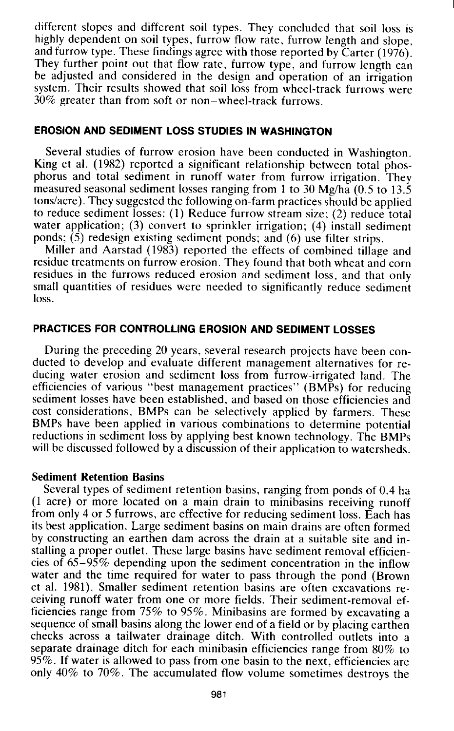different slopes and different soil types. They concluded that soil loss is highly dependent on soil types, furrow flow rate, furrow length and slope, and furrow type. These findings agree with those reported by Carter (1976). They further point out that flow rate, furrow type, and furrow length can be adjusted and considered in the design and operation of an irrigation system. Their results showed that soil loss from wheel-track furrows were 30% greater than from soft or non–wheel-track furrows.

## EROSION AND SEDIMENT LOSS STUDIES IN WASHINGTON

Several studies of furrow erosion have been conducted in Washington. King et al. (1982) reported a significant relationship between total phosphorus and total sediment in runoff water from furrow irrigation. They measured seasonal sediment losses ranging from 1 to 30 Mg/ha (0.5 to 13.5 tons/acre). They suggested the following on-farm practices should be applied to reduce sediment losses: (1) Reduce furrow stream size; (2) reduce total water application; (3) convert to sprinkler irrigation; (4) install sediment ponds; (5) redesign existing sediment ponds; and (6) use filter strips.

Miller and Aarstad (1983) reported the effects of combined tillage and residue treatments on furrow erosion. They found that both wheat and corn residues in the furrows reduced erosion and sediment loss, and that only small quantities of residues were needed to significantly reduce sediment loss.

## PRACTICES FOR CONTROLLING EROSION AND SEDIMENT LOSSES

During the preceding 20 years, several research projects have been conducted to develop and evaluate different management alternatives for reducing water erosion and sediment loss from furrow-irrigated land. The efficiencies of various "best management practices" (BMPs) for reducing sediment losses have been established, and based on those efficiencies and cost considerations, BMPs can be selectively applied by farmers. These BMPs have been applied in various combinations to determine potential reductions in sediment loss by applying best known technology. The BMPs will be discussed followed by a discussion of their application to watersheds.

### Sediment Retention Basins

Several types of sediment retention basins, ranging from ponds of 0.4 ha (1 acre) or more located on a main drain to minibasins receiving runoff from only 4 or 5 furrows, are effective for reducing sediment loss. Each has its best application. Large sediment basins on main drains are often formed by constructing an earthen dam across the drain at a suitable site and installing a proper outlet. These large basins have sediment removal efficiencies of 65–95% depending upon the sediment concentration in the inflow water and the time required for water to pass through the pond (Brown et al. 1981). Smaller sediment retention basins are often excavations receiving runoff water from one or more fields. Their sediment-removal efficiencies range from 75% to 95%. Minibasins are formed by excavating a sequence of small basins along the lower end of a field or by placing earthen checks across a tailwater drainage ditch. With controlled outlets into a separate drainage ditch for each minibasin efficiencies range from 80% to 95%. If water is allowed to pass from one basin to the next, efficiencies are only 40% to 70%. The accumulated flow volume sometimes destroys the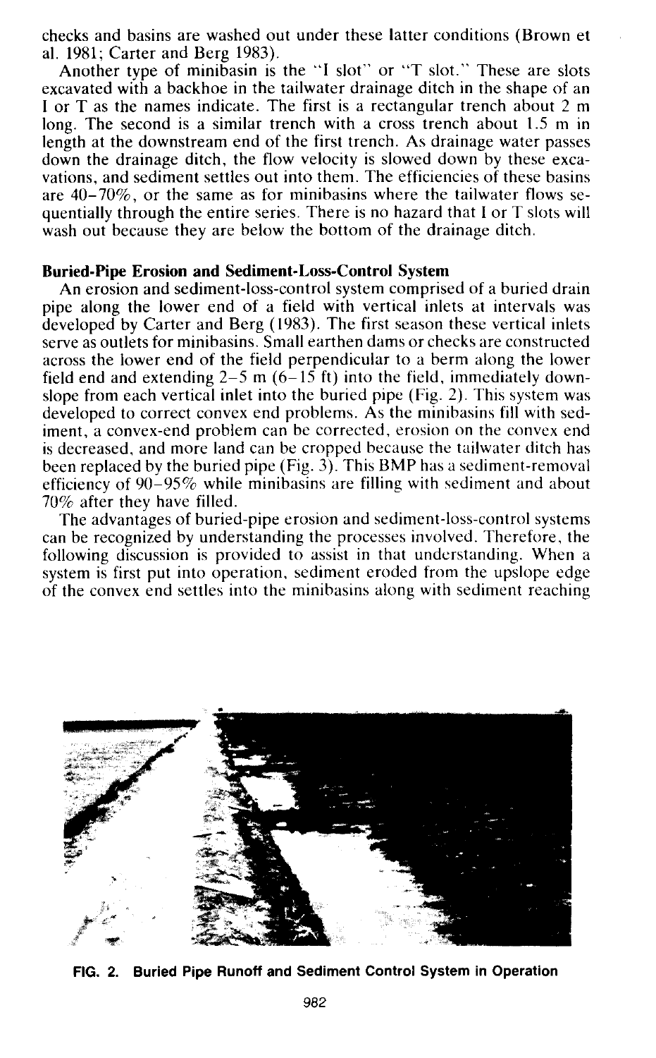checks and basins are washed out under these latter conditions (Brown et al. 1981; Carter and Berg 1983).

Another type of minibasin is the "I slot" or "T slot." These are slots excavated with a backhoe in the tailwater drainage ditch in the shape of an I or T as the names indicate. The first is a rectangular trench about 2 m long. The second is a similar trench with a cross trench about 1.5 m in length at the downstream end of the first trench. As drainage water passes down the drainage ditch, the flow velocity is slowed down by these excavations, and sediment settles out into them. The efficiencies of these basins are 40–70%, or the same as for minibasins where the tailwater flows sequentially through the entire series. There is no hazard that I or T slots will wash out because they are below the bottom of the drainage ditch.

**Buried-Pipe Erosion and Sediment-Loss-Control System**

An erosion and sediment-loss-control system comprised of a buried drain pipe along the lower end of a field with vertical inlets at intervals was developed by Carter and Berg (1983). The first season these vertical inlets serve as outlets for minibasins. Small earthen dams or checks are constructed across the lower end of the field perpendicular to a berm along the lower field end and extending 2–5 m (6–15 ft) into the field, immediately downslope from each vertical inlet into the buried pipe (Fig. 2). This system was developed to correct convex end problems. As the minibasins fill with sediment, a convex-end problem can be corrected, erosion on the convex end is decreased, and more land can be cropped because the tailwater ditch has been replaced by the buried pipe (Fig. 3). This BMP has a sediment-removal efficiency of 90–95% while minibasins are filling with sediment and about 70% after they have filled.

The advantages of buried-pipe erosion and sediment-loss-control systems can be recognized by understanding the processes involved. Therefore, the following discussion is provided to assist in that understanding. When a system is first put into operation, sediment eroded from the upslope edge of the convex end settles into the minibasins along with sediment reaching

**FIG. 2. Buried Pipe Runoff and Sediment Control System in Operation**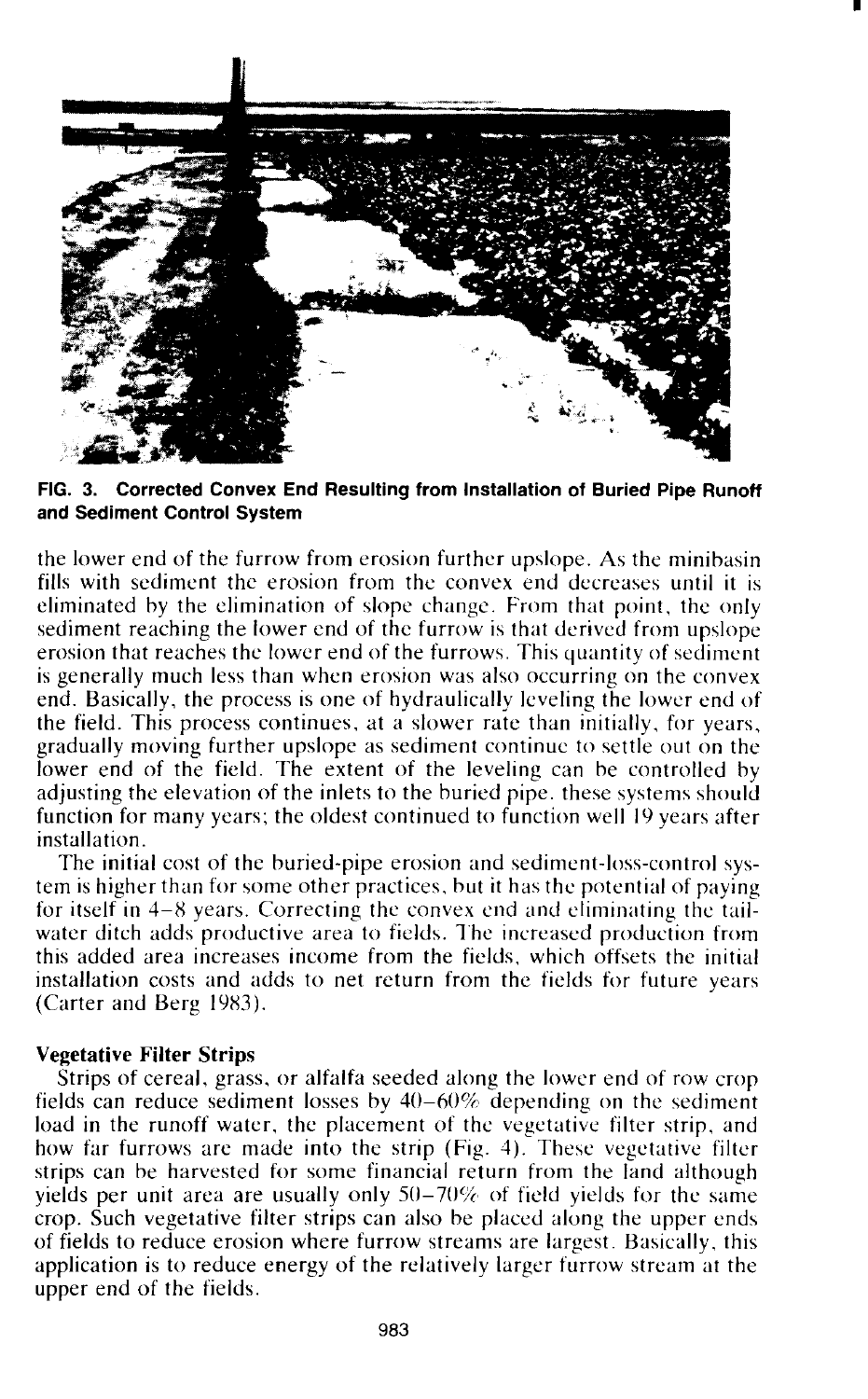**FIG. 3. Corrected Convex End Resulting from Installation of Buried Pipe Runoff and Sediment Control System**

the lower end of the furrow from erosion further upslope. As the minibasin fills with sediment the erosion from the convex end decreases until it is eliminated by the elimination of slope change. From that point, the only sediment reaching the lower end of the furrow is that derived from upslope erosion that reaches the lower end of the furrows. This quantity of sediment is generally much less than when erosion was also occurring on the convex end. Basically, the process is one of hydraulically leveling the lower end of the field. This process continues, at a slower rate than initially, for years, gradually moving further upslope as sediment continue to settle out on the lower end of the field. The extent of the leveling can be controlled by adjusting the elevation of the inlets to the buried pipe. these systems should function for many years; the oldest continued to function well 19 years after installation.

The initial cost of the buried-pipe erosion and sediment-loss-control system is higher than for some other practices, but it has the potential of paying for itself in 4–8 years. Correcting the convex end and eliminating the tail-water ditch adds productive area to fields. The increased production from this added area increases income from the fields, which offsets the initial installation costs and adds to net return from the fields for future years (Carter and Berg 1983).

### Vegetative Filter Strips

Strips of cereal, grass, or alfalfa seeded along the lower end of row crop fields can reduce sediment losses by 40–60% depending on the sediment load in the runoff water, the placement of the vegetative filter strip, and how far furrows are made into the strip (Fig. 4). These vegetative filter strips can be harvested for some financial return from the land although yields per unit area are usually only 50–70% of field yields for the same crop. Such vegetative filter strips can also be placed along the upper ends of fields to reduce erosion where furrow streams are largest. Basically, this application is to reduce energy of the relatively larger furrow stream at the upper end of the fields.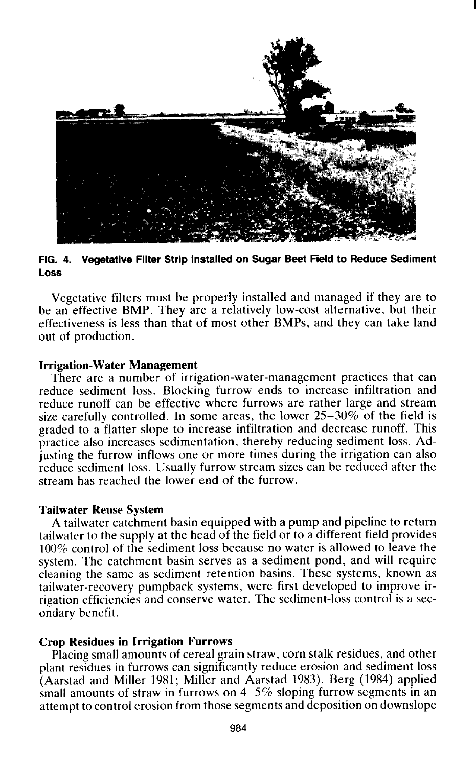**FIG. 4. Vegetative Filter Strip Installed on Sugar Beet Field to Reduce Sediment Loss**

Vegetative filters must be properly installed and managed if they are to be an effective BMP. They are a relatively low-cost alternative, but their effectiveness is less than that of most other BMPs, and they can take land out of production.

### Irrigation-Water Management

There are a number of irrigation-water-management practices that can reduce sediment loss. Blocking furrow ends to increase infiltration and reduce runoff can be effective where furrows are rather large and stream size carefully controlled. In some areas, the lower 25–30% of the field is graded to a flatter slope to increase infiltration and decrease runoff. This practice also increases sedimentation, thereby reducing sediment loss. Adjusting the furrow inflows one or more times during the irrigation can also reduce sediment loss. Usually furrow stream sizes can be reduced after the stream has reached the lower end of the furrow.

### Tailwater Reuse System

A tailwater catchment basin equipped with a pump and pipeline to return tailwater to the supply at the head of the field or to a different field provides 100% control of the sediment loss because no water is allowed to leave the system. The catchment basin serves as a sediment pond, and will require cleaning the same as sediment retention basins. These systems, known as tailwater-recovery pumpback systems, were first developed to improve irrigation efficiencies and conserve water. The sediment-loss control is a secondary benefit.

### Crop Residues in Irrigation Furrows

Placing small amounts of cereal grain straw, corn stalk residues, and other plant residues in furrows can significantly reduce erosion and sediment loss (Aarstad and Miller 1981; Miller and Aarstad 1983). Berg (1984) applied small amounts of straw in furrows on 4–5% sloping furrow segments in an attempt to control erosion from those segments and deposition on downslope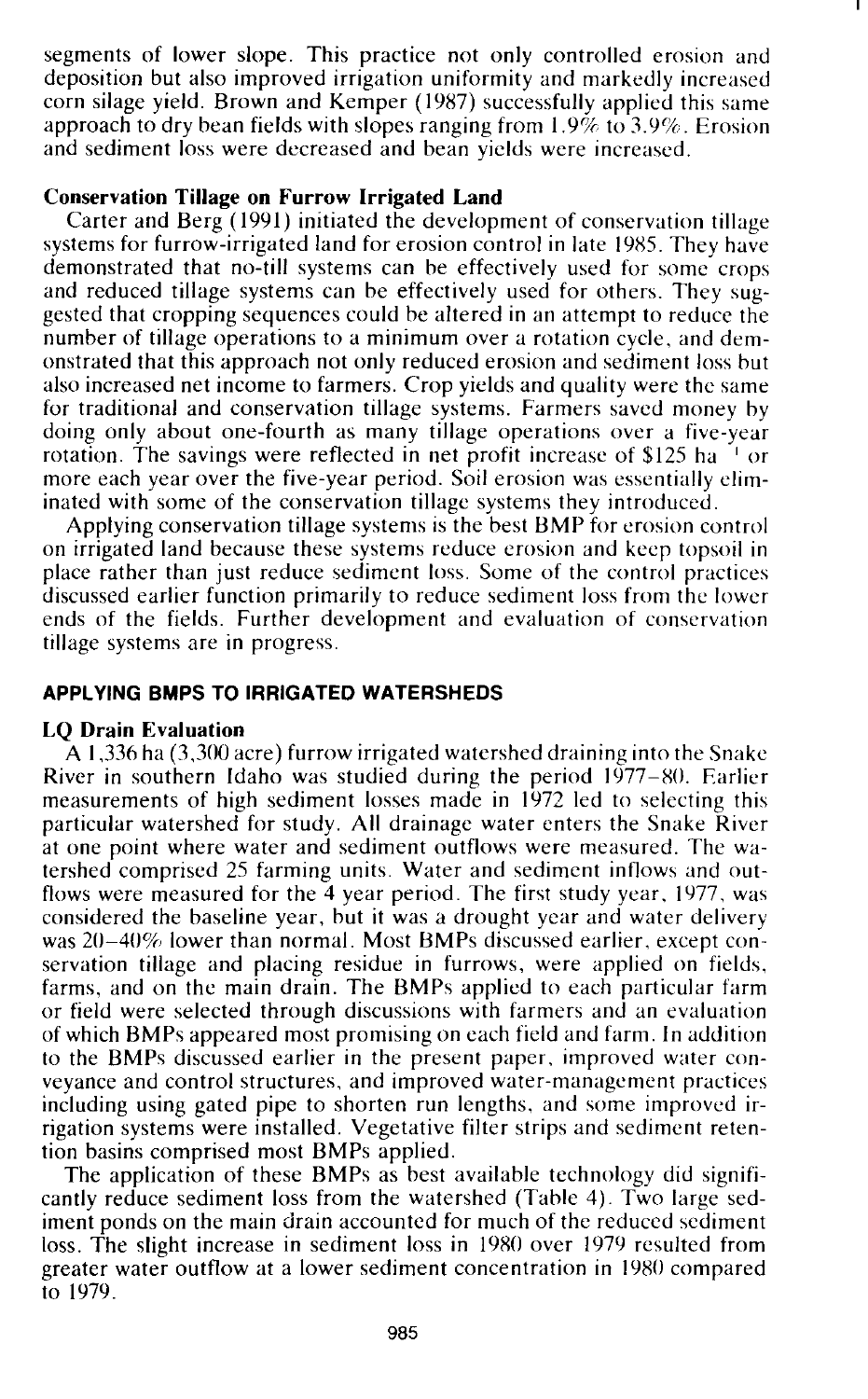segments of lower slope. This practice not only controlled erosion and deposition but also improved irrigation uniformity and markedly increased corn silage yield. Brown and Kemper (1987) successfully applied this same approach to dry bean fields with slopes ranging from 1.9% to 3.9%. Erosion and sediment loss were decreased and bean yields were increased.

**Conservation Tillage on Furrow Irrigated Land**

Carter and Berg (1991) initiated the development of conservation tillage systems for furrow-irrigated land for erosion control in late 1985. They have demonstrated that no-till systems can be effectively used for some crops and reduced tillage systems can be effectively used for others. They suggested that cropping sequences could be altered in an attempt to reduce the number of tillage operations to a minimum over a rotation cycle, and demonstrated that this approach not only reduced erosion and sediment loss but also increased net income to farmers. Crop yields and quality were the same for traditional and conservation tillage systems. Farmers saved money by doing only about one-fourth as many tillage operations over a five-year rotation. The savings were reflected in net profit increase of \$125 ha$^{-1}$ or more each year over the five-year period. Soil erosion was essentially eliminated with some of the conservation tillage systems they introduced.

Applying conservation tillage systems is the best BMP for erosion control on irrigated land because these systems reduce erosion and keep topsoil in place rather than just reduce sediment loss. Some of the control practices discussed earlier function primarily to reduce sediment loss from the lower ends of the fields. Further development and evaluation of conservation tillage systems are in progress.

## APPLYING BMPS TO IRRIGATED WATERSHEDS

**LQ Drain Evaluation**

A 1,336 ha (3,300 acre) furrow irrigated watershed draining into the Snake River in southern Idaho was studied during the period 1977–80. Earlier measurements of high sediment losses made in 1972 led to selecting this particular watershed for study. All drainage water enters the Snake River at one point where water and sediment outflows were measured. The watershed comprised 25 farming units. Water and sediment inflows and outflows were measured for the 4 year period. The first study year, 1977, was considered the baseline year, but it was a drought year and water delivery was 20–40% lower than normal. Most BMPs discussed earlier, except conservation tillage and placing residue in furrows, were applied on fields, farms, and on the main drain. The BMPs applied to each particular farm or field were selected through discussions with farmers and an evaluation of which BMPs appeared most promising on each field and farm. In addition to the BMPs discussed earlier in the present paper, improved water conveyance and control structures, and improved water-management practices including using gated pipe to shorten run lengths, and some improved irrigation systems were installed. Vegetative filter strips and sediment retention basins comprised most BMPs applied.

The application of these BMPs as best available technology did significantly reduce sediment loss from the watershed (Table 4). Two large sediment ponds on the main drain accounted for much of the reduced sediment loss. The slight increase in sediment loss in 1980 over 1979 resulted from greater water outflow at a lower sediment concentration in 1980 compared to 1979.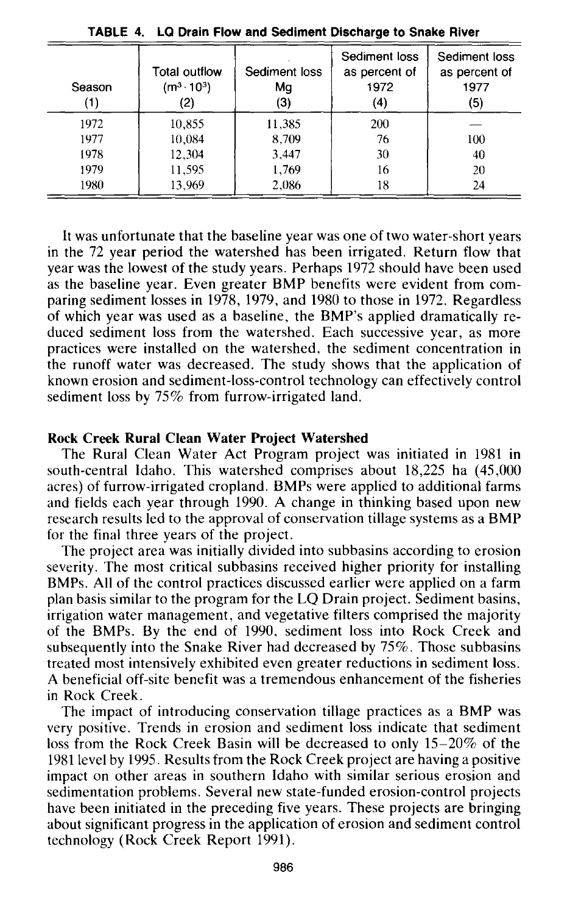**TABLE 4. LQ Drain Flow and Sediment Discharge to Snake River**

| Season (1) | Total outflow ($m^3 \cdot 10^3$) (2) | Sediment loss Mg (3) | Sediment loss as percent of 1972 (4) | Sediment loss as percent of 1977 (5) |
|---|---|---|---|---|
| 1972 | 10,855 | 11,385 | 200 | — |
| 1977 | 10,084 | 8,709 | 76 | 100 |
| 1978 | 12,304 | 3,447 | 30 | 40 |
| 1979 | 11,595 | 1,769 | 16 | 20 |
| 1980 | 13,969 | 2,086 | 18 | 24 |

It was unfortunate that the baseline year was one of two water-short years in the 72 year period the watershed has been irrigated. Return flow that year was the lowest of the study years. Perhaps 1972 should have been used as the baseline year. Even greater BMP benefits were evident from comparing sediment losses in 1978, 1979, and 1980 to those in 1972. Regardless of which year was used as a baseline, the BMP's applied dramatically reduced sediment loss from the watershed. Each successive year, as more practices were installed on the watershed, the sediment concentration in the runoff water was decreased. The study shows that the application of known erosion and sediment-loss-control technology can effectively control sediment loss by 75% from furrow-irrigated land.

**Rock Creek Rural Clean Water Project Watershed**

The Rural Clean Water Act Program project was initiated in 1981 in south-central Idaho. This watershed comprises about 18,225 ha (45,000 acres) of furrow-irrigated cropland. BMPs were applied to additional farms and fields each year through 1990. A change in thinking based upon new research results led to the approval of conservation tillage systems as a BMP for the final three years of the project.

The project area was initially divided into subbasins according to erosion severity. The most critical subbasins received higher priority for installing BMPs. All of the control practices discussed earlier were applied on a farm plan basis similar to the program for the LQ Drain project. Sediment basins, irrigation water management, and vegetative filters comprised the majority of the BMPs. By the end of 1990, sediment loss into Rock Creek and subsequently into the Snake River had decreased by 75%. Those subbasins treated most intensively exhibited even greater reductions in sediment loss. A beneficial off-site benefit was a tremendous enhancement of the fisheries in Rock Creek.

The impact of introducing conservation tillage practices as a BMP was very positive. Trends in erosion and sediment loss indicate that sediment loss from the Rock Creek Basin will be decreased to only 15–20% of the 1981 level by 1995. Results from the Rock Creek project are having a positive impact on other areas in southern Idaho with similar serious erosion and sedimentation problems. Several new state-funded erosion-control projects have been initiated in the preceding five years. These projects are bringing about significant progress in the application of erosion and sediment control technology (Rock Creek Report 1991).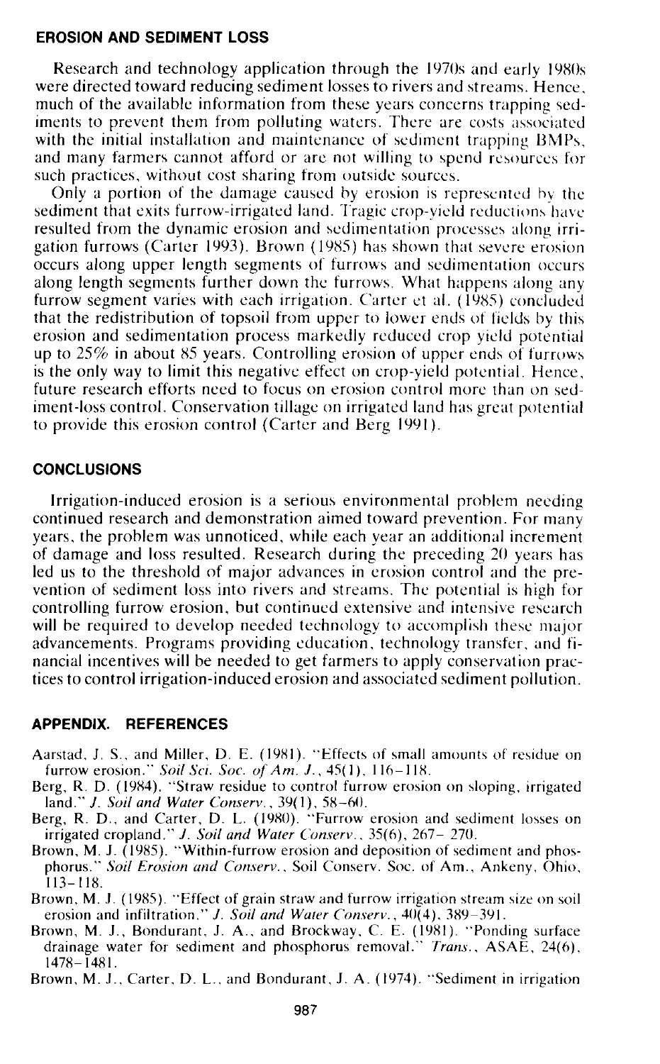## EROSION AND SEDIMENT LOSS

Research and technology application through the 1970s and early 1980s were directed toward reducing sediment losses to rivers and streams. Hence, much of the available information from these years concerns trapping sediments to prevent them from polluting waters. There are costs associated with the initial installation and maintenance of sediment trapping BMPs, and many farmers cannot afford or are not willing to spend resources for such practices, without cost sharing from outside sources.

Only a portion of the damage caused by erosion is represented by the sediment that exits furrow-irrigated land. Tragic crop-yield reductions have resulted from the dynamic erosion and sedimentation processes along irrigation furrows (Carter 1993). Brown (1985) has shown that severe erosion occurs along upper length segments of furrows and sedimentation occurs along length segments further down the furrows. What happens along any furrow segment varies with each irrigation. Carter et al. (1985) concluded that the redistribution of topsoil from upper to lower ends of fields by this erosion and sedimentation process markedly reduced crop yield potential up to 25% in about 85 years. Controlling erosion of upper ends of furrows is the only way to limit this negative effect on crop-yield potential. Hence, future research efforts need to focus on erosion control more than on sediment-loss control. Conservation tillage on irrigated land has great potential to provide this erosion control (Carter and Berg 1991).

## CONCLUSIONS

Irrigation-induced erosion is a serious environmental problem needing continued research and demonstration aimed toward prevention. For many years, the problem was unnoticed, while each year an additional increment of damage and loss resulted. Research during the preceding 20 years has led us to the threshold of major advances in erosion control and the prevention of sediment loss into rivers and streams. The potential is high for controlling furrow erosion, but continued extensive and intensive research will be required to develop needed technology to accomplish these major advancements. Programs providing education, technology transfer, and financial incentives will be needed to get farmers to apply conservation practices to control irrigation-induced erosion and associated sediment pollution.

## APPENDIX. REFERENCES

Aarstad, J. S., and Miller, D. E. (1981). "Effects of small amounts of residue on furrow erosion." *Soil Sci. Soc. of Am. J.*, 45(1), 116–118.

Berg, R. D. (1984). "Straw residue to control furrow erosion on sloping, irrigated land." *J. Soil and Water Conserv.*, 39(1), 58–60.

Berg, R. D., and Carter, D. L. (1980). "Furrow erosion and sediment losses on irrigated cropland." *J. Soil and Water Conserv.*, 35(6), 267– 270.

Brown, M. J. (1985). "Within-furrow erosion and deposition of sediment and phosphorus." *Soil Erosion and Conserv.*, Soil Conserv. Soc. of Am., Ankeny, Ohio, 113–118.

Brown, M. J. (1985). "Effect of grain straw and furrow irrigation stream size on soil erosion and infiltration." *J. Soil and Water Conserv.*, 40(4), 389–391.

Brown, M. J., Bondurant, J. A., and Brockway, C. E. (1981). "Ponding surface drainage water for sediment and phosphorus removal." *Trans.*, ASAE, 24(6), 1478–1481.

Brown, M. J., Carter, D. L., and Bondurant, J. A. (1974). "Sediment in irrigation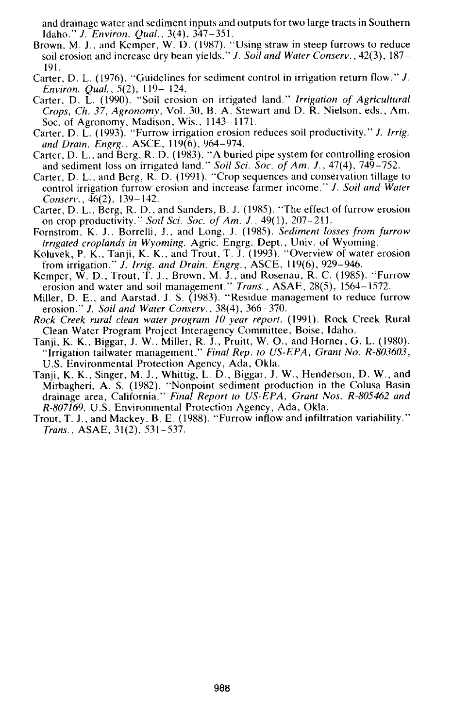and drainage water and sediment inputs and outputs for two large tracts in Southern Idaho." *J. Environ. Qual.*, 3(4), 347–351.

Brown, M. J., and Kemper, W. D. (1987). "Using straw in steep furrows to reduce soil erosion and increase dry bean yields." *J. Soil and Water Conserv.*, 42(3), 187–191.

Carter, D. L. (1976). "Guidelines for sediment control in irrigation return flow." *J. Environ. Qual.*, 5(2), 119– 124.

Carter, D. L. (1990). "Soil erosion on irrigated land." *Irrigation of Agricultural Crops, Ch. 37, Agronomy*, Vol. 30, B. A. Stewart and D. R. Nielson, eds., Am. Soc. of Agronomy, Madison, Wis., 1143–1171.

Carter, D. L. (1993). "Furrow irrigation erosion reduces soil productivity." *J. Irrig. and Drain. Engrg.*, ASCE, 119(6), 964–974.

Carter, D. L., and Berg, R. D. (1983). "A buried pipe system for controlling erosion and sediment loss on irrigated land." *Soil Sci. Soc. of Am. J.*, 47(4), 749–752.

Carter, D. L., and Berg, R. D. (1991). "Crop sequences and conservation tillage to control irrigation furrow erosion and increase farmer income." *J. Soil and Water Conserv.*, 46(2), 139–142.

Carter, D. L., Berg, R. D., and Sanders, B. J. (1985). "The effect of furrow erosion on crop productivity." *Soil Sci. Soc. of Am. J.*, 49(1), 207–211.

Fornstrom, K. J., Borrelli, J., and Long, J. (1985). *Sediment losses from furrow irrigated croplands in Wyoming.* Agric. Engrg. Dept., Univ. of Wyoming.

Koluvek, P. K., Tanji, K. K., and Trout, T. J. (1993). "Overview of water erosion from irrigation." *J. Irrig. and Drain. Engrg.*, ASCE, 119(6), 929–946.

Kemper, W. D., Trout, T. J., Brown, M. J., and Rosenau, R. C. (1985). "Furrow erosion and water and soil management." *Trans.*, ASAE, 28(5), 1564–1572.

Miller, D. E., and Aarstad, J. S. (1983). "Residue management to reduce furrow erosion." *J. Soil and Water Conserv.*, 38(4), 366–370.

*Rock Creek rural clean water program 10 year report.* (1991). Rock Creek Rural Clean Water Program Project Interagency Committee, Boise, Idaho.

Tanji, K. K., Biggar, J. W., Miller, R. J., Pruitt, W. O., and Horner, G. L. (1980). "Irrigation tailwater management." *Final Rep. to US-EPA, Grant No. R-803603*, U.S. Environmental Protection Agency, Ada, Okla.

Tanji, K. K., Singer, M. J., Whittig, L. D., Biggar, J. W., Henderson, D. W., and Mirbagheri, A. S. (1982). "Nonpoint sediment production in the Colusa Basin drainage area, California." *Final Report to US-EPA, Grant Nos. R-805462 and R-807169.* U.S. Environmental Protection Agency, Ada, Okla.

Trout, T. J., and Mackey, B. E. (1988). "Furrow inflow and infiltration variability." *Trans.*, ASAE, 31(2), 531–537.